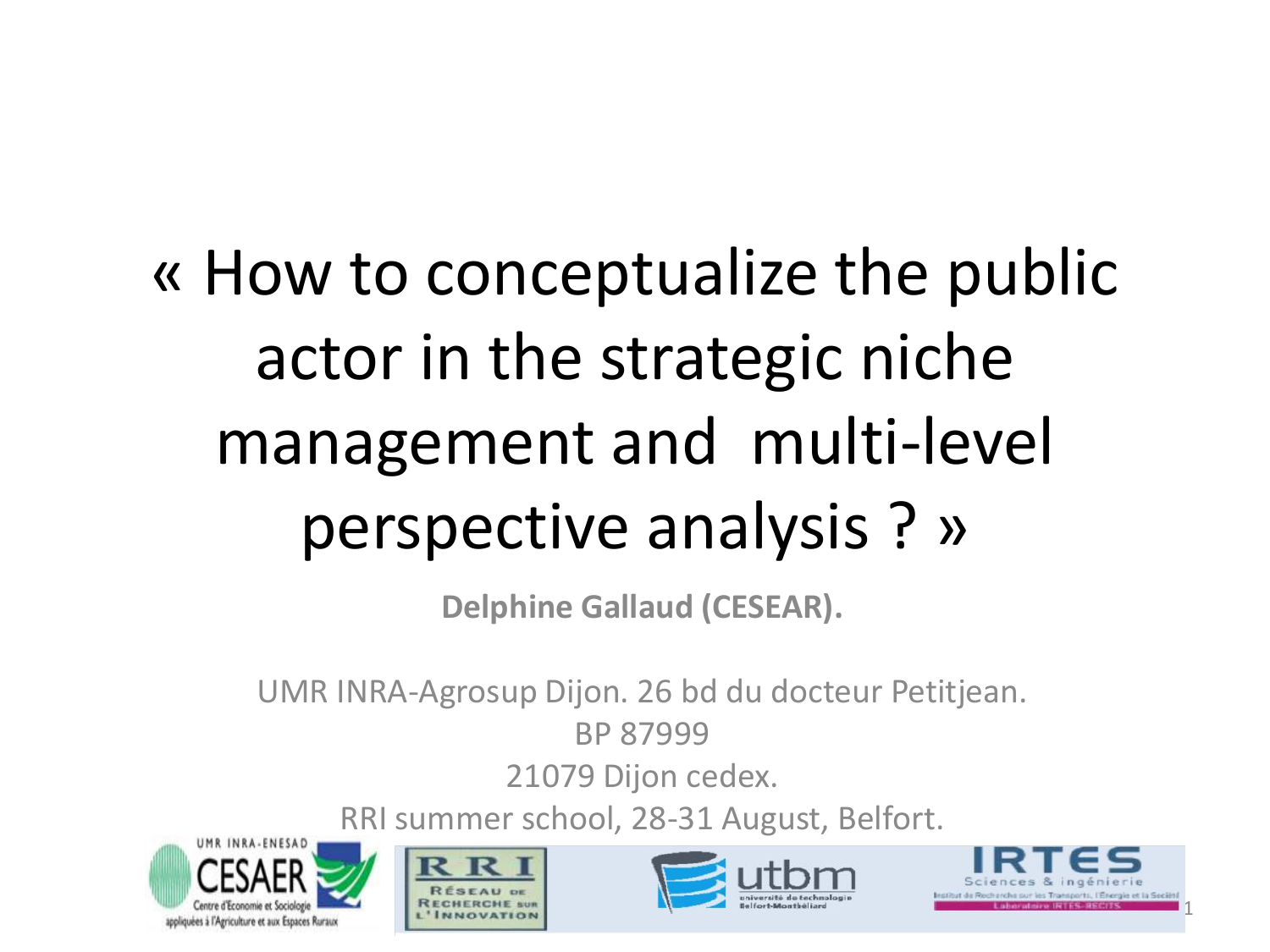# « How to conceptualize the public actor in the strategic niche management and multi-level perspective analysis ? »

**Delphine Gallaud (CESEAR).**

UMR INRA-Agrosup Dijon. 26 bd du docteur Petitjean.

BP 87999

21079 Dijon cedex.

RRI summer school, 28-31 August, Belfort.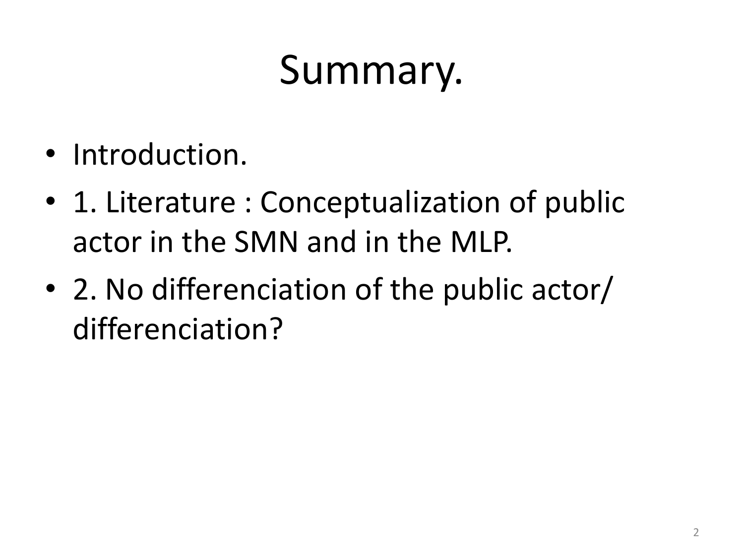# Summary.

- Introduction.
- 1. Literature : Conceptualization of public actor in the SMN and in the MLP.
- 2. No differenciation of the public actor/ differenciation?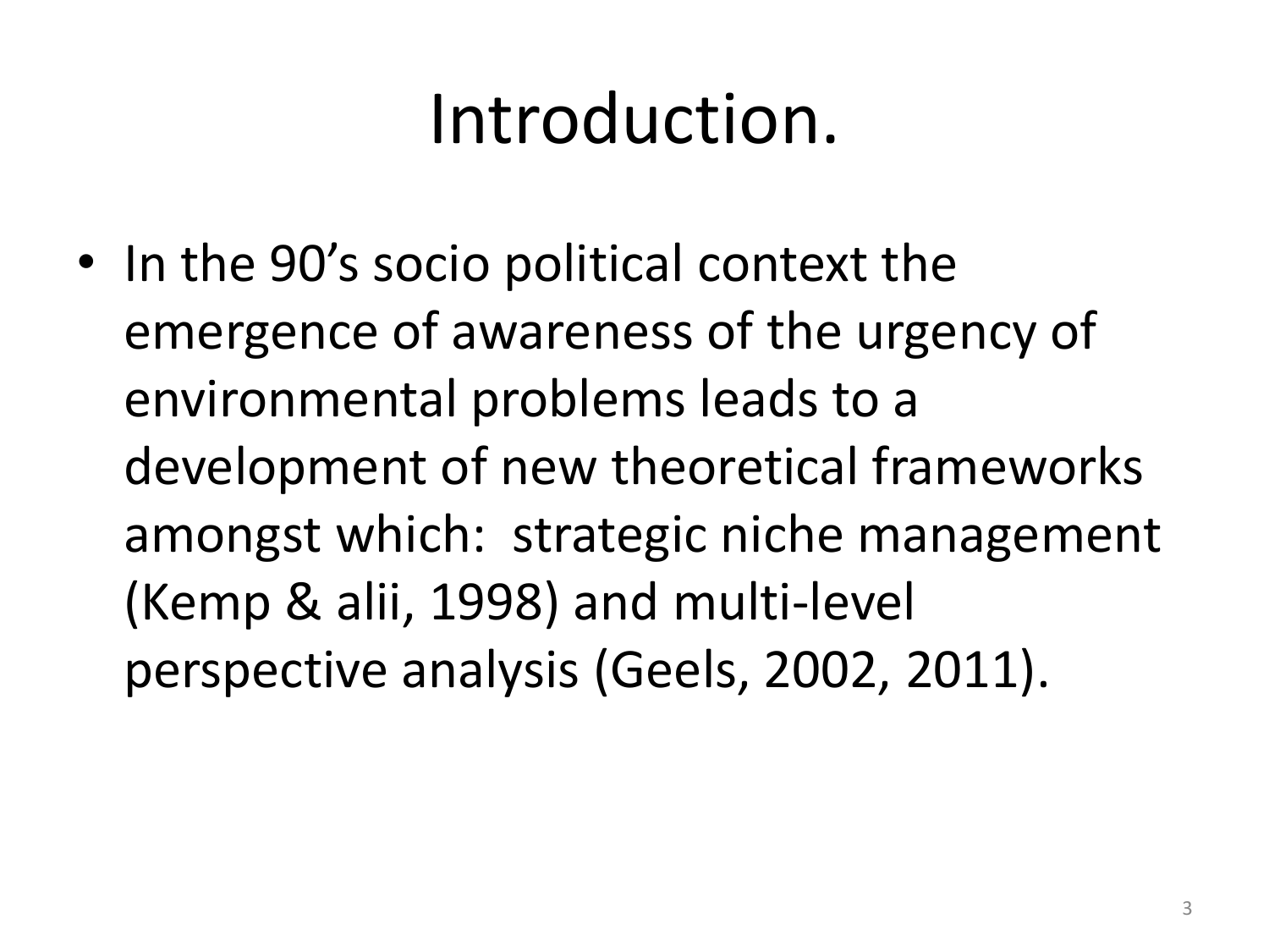# Introduction.

- In the 90's socio political context the emergence of awareness of the urgency of environmental problems leads to a development of new theoretical frameworks amongst which: strategic niche management (Kemp & alii, 1998) and multi-level perspective analysis (Geels, 2002, 2011).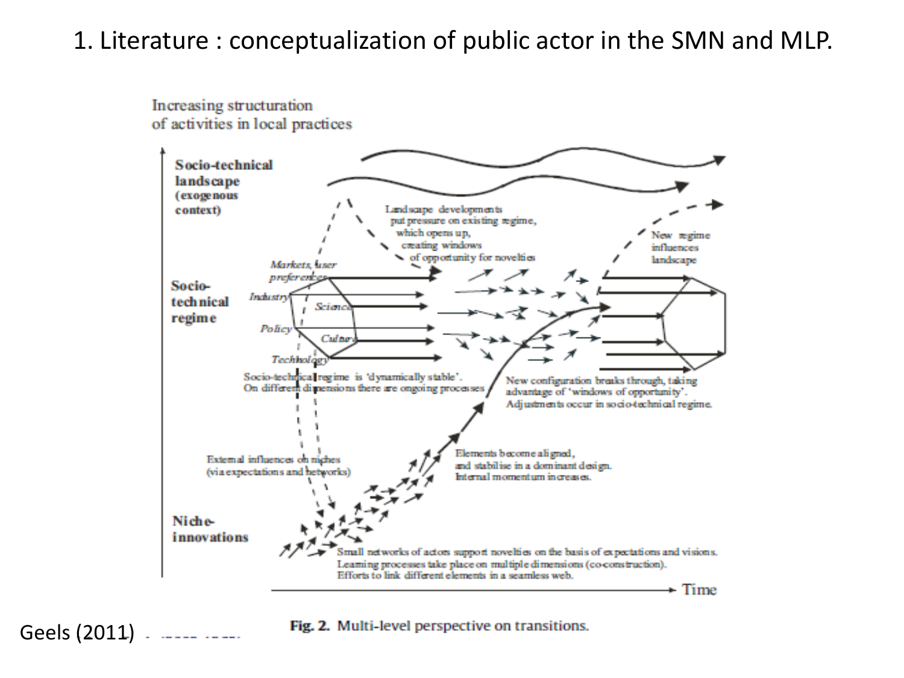# 1. Literature : conceptualization of public actor in the SMN and MLP.

Increasing structuration of activities in local practices

**Socio-technical landscape (exogenous context)**

**Socio-technical regime**

**Niche-innovations**

Markets, user preferences

Industry

Science

Policy

Culture

Technology

Landscape developments put pressure on existing regime, which opens up, creating windows of opportunity for novelties

New regime influences landscape

Socio-technical regime is 'dynamically stable'. On different dimensions there are ongoing processes

New configuration breaks through, taking advantage of 'windows of opportunity'. Adjustments occur in socio-technical regime.

External influences on niches (via expectations and networks)

Elements become aligned, and stabilise in a dominant design. Internal momentum increases.

Small networks of actors support novelties on the basis of expectations and visions. Learning processes take place on multiple dimensions (co-construction). Efforts to link different elements in a seamless web.

Time

Geels (2011)

**Fig. 2.** Multi-level perspective on transitions.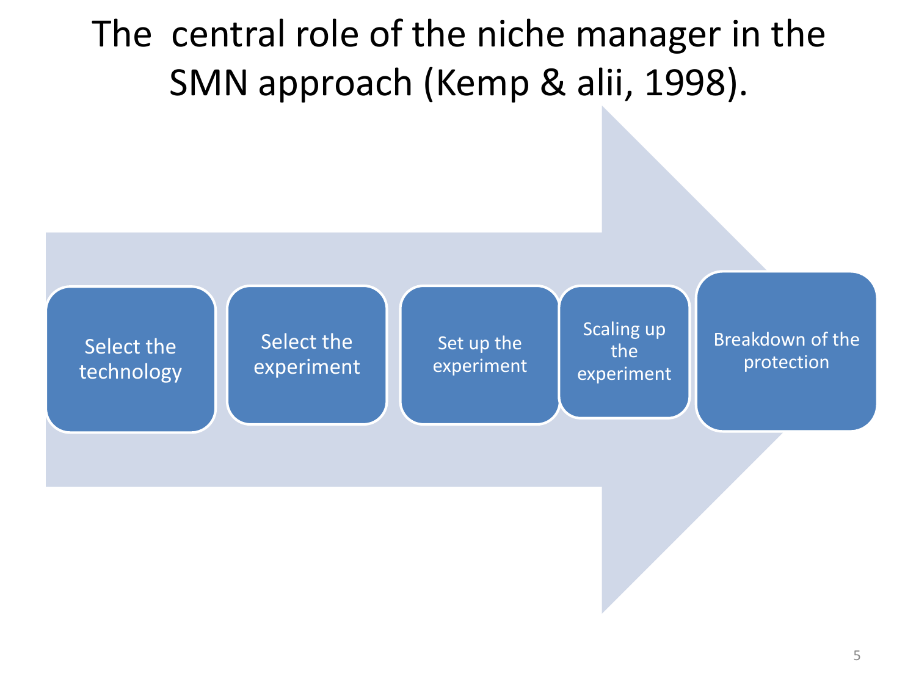# The central role of the niche manager in the SMN approach (Kemp & alii, 1998).

- Select the technology
- Select the experiment
- Set up the experiment
- Scaling up the experiment
- Breakdown of the protection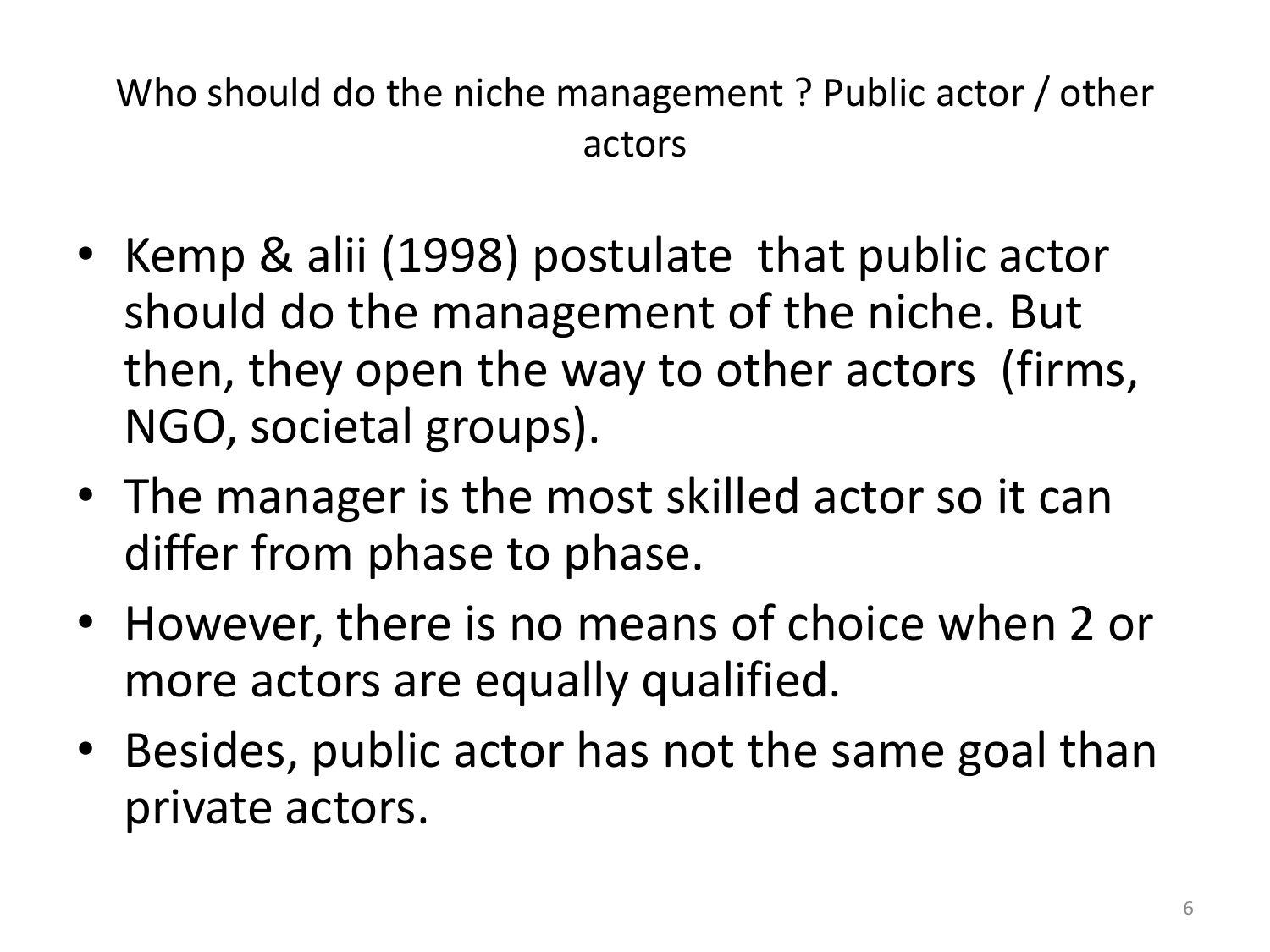# Who should do the niche management ? Public actor / other actors

- Kemp & alii (1998) postulate that public actor should do the management of the niche. But then, they open the way to other actors (firms, NGO, societal groups).
- The manager is the most skilled actor so it can differ from phase to phase.
- However, there is no means of choice when 2 or more actors are equally qualified.
- Besides, public actor has not the same goal than private actors.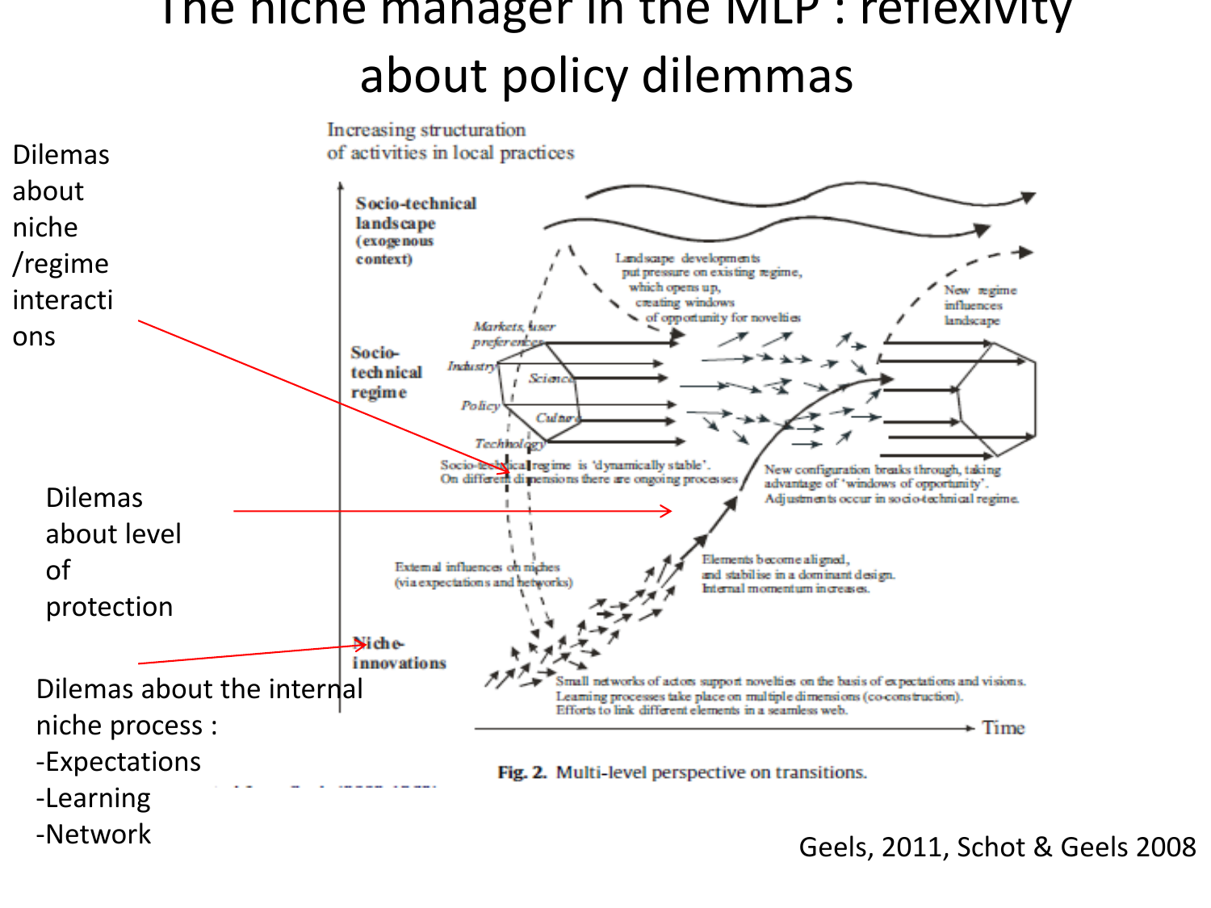# The niche manager in the MLP : reflexivity about policy dilemmas

Dilemas about niche /regime interactions

Dilemas about level of protection

Dilemas about the internal niche process :

- Expectations
- Learning
- Network

Increasing structuration of activities in local practices

Socio-technical landscape (exogenous context)

Landscape developments put pressure on existing regime, which opens up, creating windows of opportunity for novelties

New regime influences landscape

Socio-technical regime

Markets, user preferences

Industry

Science

Policy

Culture

Technology

Socio-technical regime is 'dynamically stable'. On different dimensions there are ongoing processes

New configuration breaks through, taking advantage of 'windows of opportunity'. Adjustments occur in socio-technical regime.

External influences on niches (via expectations and networks)

Elements become aligned, and stabilise in a dominant design. Internal momentum increases.

Niche-innovations

Small networks of actors support novelties on the basis of expectations and visions. Learning processes take place on multiple dimensions (co-construction). Efforts to link different elements in a seamless web.

Time

**Fig. 2.** Multi-level perspective on transitions.

Geels, 2011, Schot & Geels 2008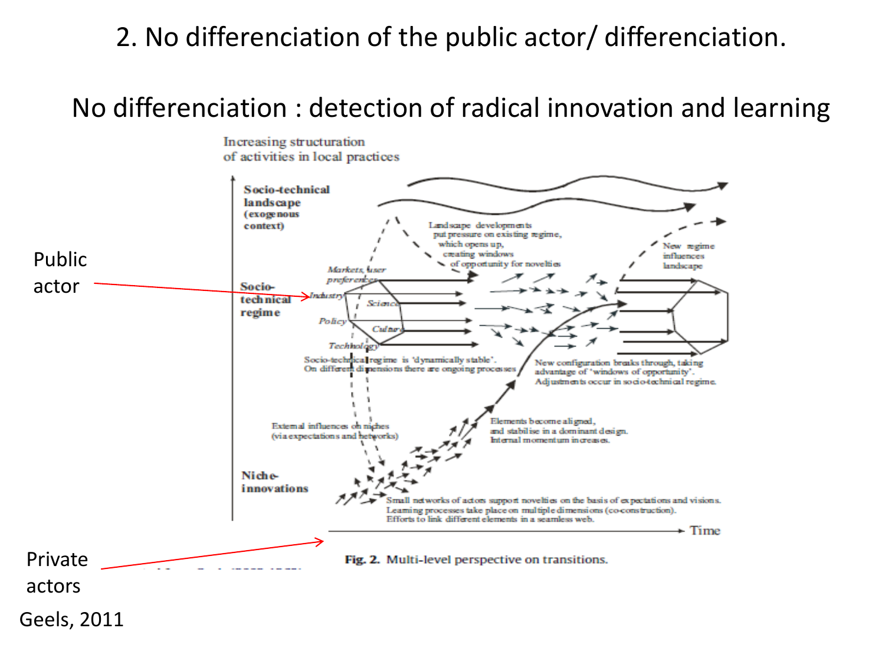# 2. No differenciation of the public actor/ differenciation.

## No differenciation : detection of radical innovation and learning

Increasing structuration of activities in local practices

Socio-technical landscape (exogenous context)

Landscape developments put pressure on existing regime, which opens up, creating windows of opportunity for novelties

New regime influences landscape

Public actor

Markets, user preferences

Industry

Science

Policy

Culture

Technology

Socio-technical regime

Socio-technical regime is 'dynamically stable'. On different dimensions there are ongoing processes

New configuration breaks through, taking advantage of 'windows of opportunity'. Adjustments occur in socio-technical regime.

External influences on niches (via expectations and networks)

Elements become aligned, and stabilise in a dominant design. Internal momentum increases.

Niche-innovations

Small networks of actors support novelties on the basis of expectations and visions. Learning processes take place on multiple dimensions (co-construction). Efforts to link different elements in a seamless web.

Time

Private actors

Fig. 2. Multi-level perspective on transitions.

Geels, 2011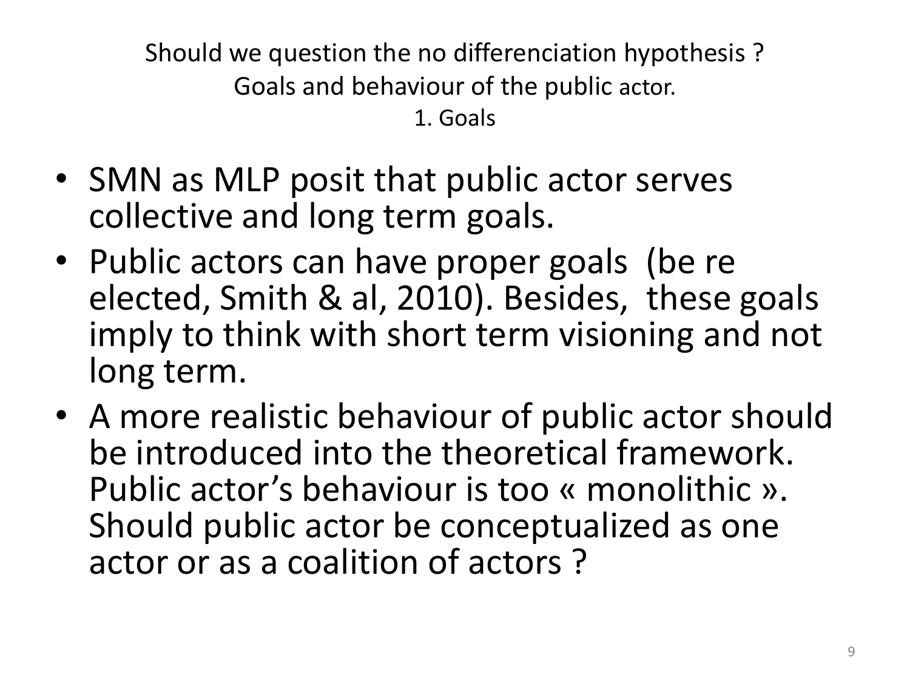## Should we question the no differenciation hypothesis ?
## Goals and behaviour of the public actor.
### 1. Goals

- SMN as MLP posit that public actor serves collective and long term goals.
- Public actors can have proper goals (be re elected, Smith & al, 2010). Besides, these goals imply to think with short term visioning and not long term.
- A more realistic behaviour of public actor should be introduced into the theoretical framework. Public actor's behaviour is too « monolithic ». Should public actor be conceptualized as one actor or as a coalition of actors ?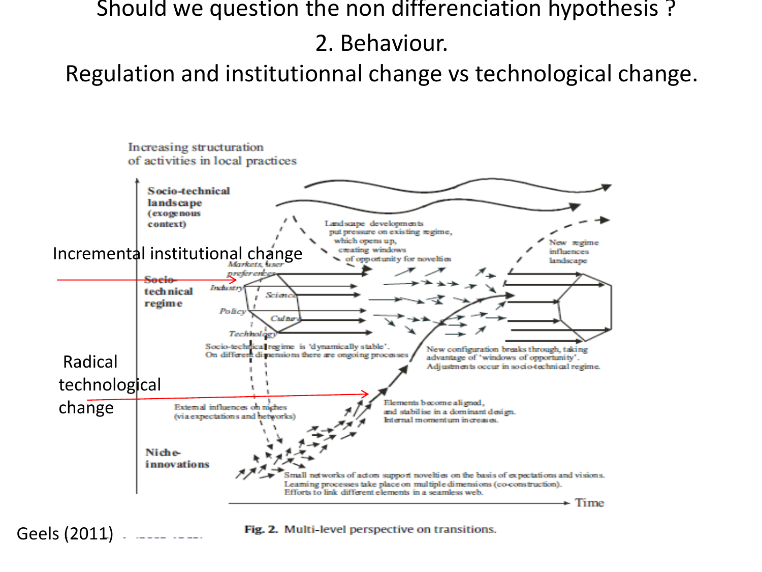# Should we question the non differenciation hypothesis ?

## 2. Behaviour.

## Regulation and institutionnal change vs technological change.

Increasing structuration of activities in local practices

Socio-technical landscape (exogenous context)

Landscape developments put pressure on existing regime, which opens up, creating windows of opportunity for novelties

New regime influences landscape

Incremental institutional change

Markets, user preferences

Socio-technical regime

Industry

Science

Policy

Culture

Technology

Socio-technical regime is 'dynamically stable'. On different dimensions there are ongoing processes

New configuration breaks through, taking advantage of 'windows of opportunity'. Adjustments occur in socio-technical regime.

Radical technological change

External influences on niches (via expectations and networks)

Elements become aligned, and stabilise in a dominant design. Internal momentum increases.

Niche-innovations

Small networks of actors support novelties on the basis of expectations and visions. Learning processes take place on multiple dimensions (co-construction). Efforts to link different elements in a seamless web.

Time

Geels (2011)

**Fig. 2.** Multi-level perspective on transitions.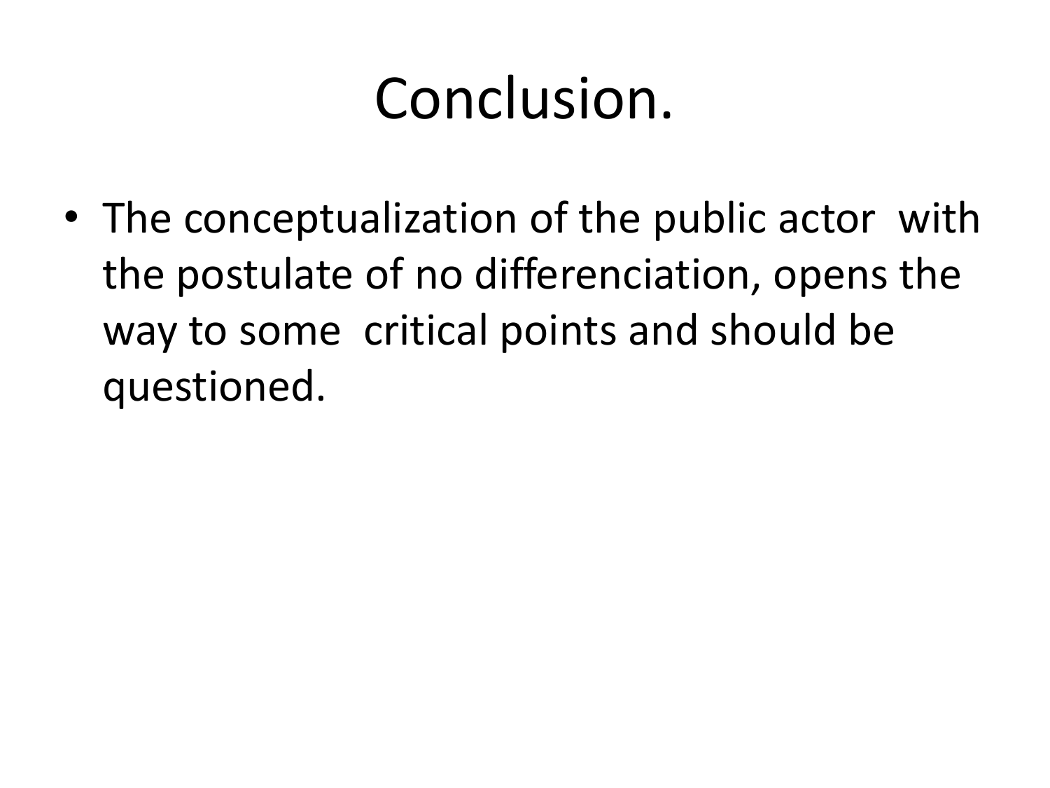# Conclusion.

- The conceptualization of the public actor with the postulate of no differenciation, opens the way to some critical points and should be questioned.